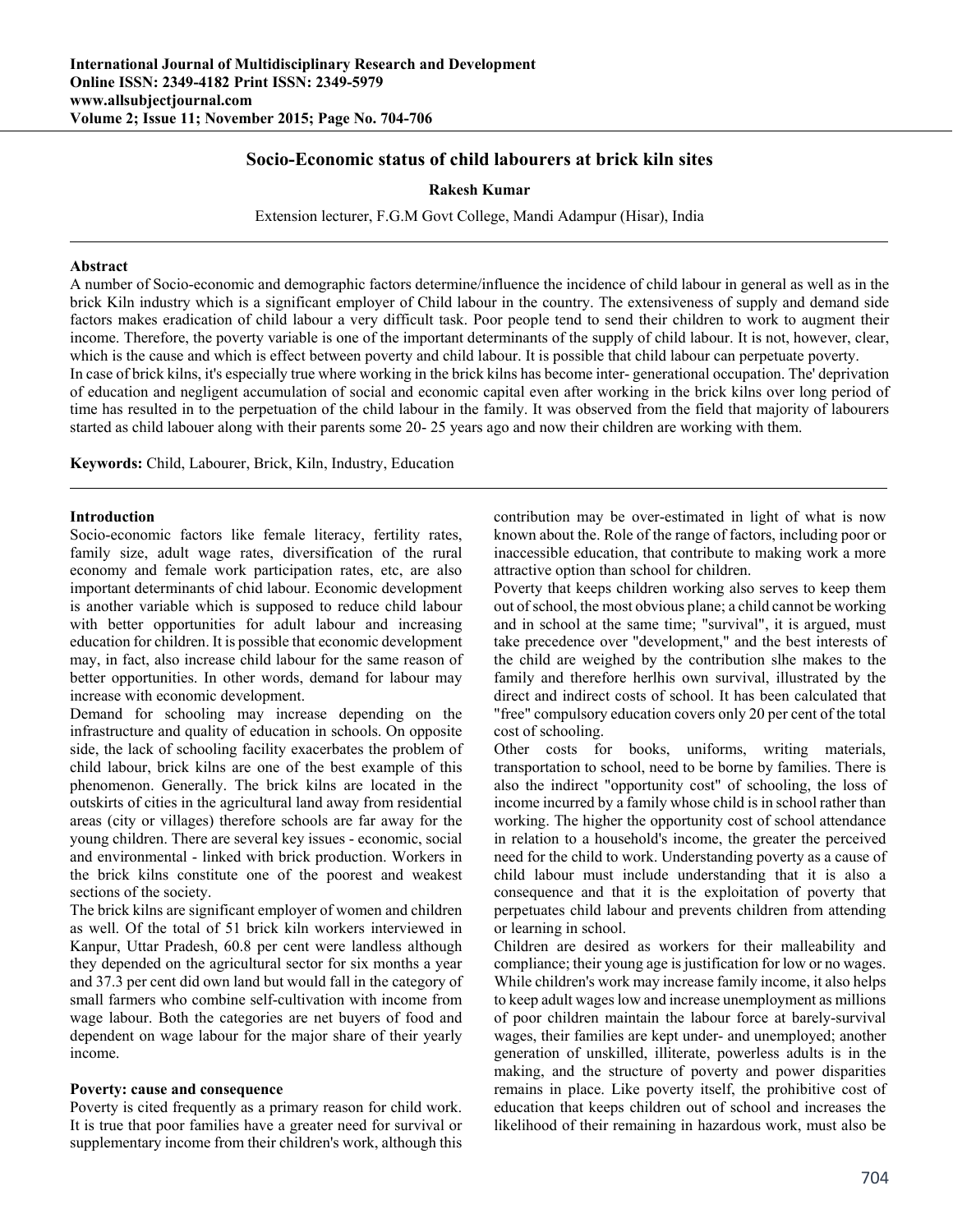# Socio-Economic status of child labourers at brick kiln sites

**Rakesh Kumar**

Extension lecturer, F.G.M Govt College, Mandi Adampur (Hisar), India

## Abstract

A number of Socio-economic and demographic factors determine/influence the incidence of child labour in general as well as in the brick Kiln industry which is a significant employer of Child labour in the country. The extensiveness of supply and demand side factors makes eradication of child labour a very difficult task. Poor people tend to send their children to work to augment their income. Therefore, the poverty variable is one of the important determinants of the supply of child labour. It is not, however, clear, which is the cause and which is effect between poverty and child labour. It is possible that child labour can perpetuate poverty.

In case of brick kilns, it's especially true where working in the brick kilns has become inter- generational occupation. The' deprivation of education and negligent accumulation of social and economic capital even after working in the brick kilns over long period of time has resulted in to the perpetuation of the child labour in the family. It was observed from the field that majority of labourers started as child labouer along with their parents some 20- 25 years ago and now their children are working with them.

**Keywords:** Child, Labourer, Brick, Kiln, Industry, Education

## Introduction

Socio-economic factors like female literacy, fertility rates, family size, adult wage rates, diversification of the rural economy and female work participation rates, etc, are also important determinants of chid labour. Economic development is another variable which is supposed to reduce child labour with better opportunities for adult labour and increasing education for children. It is possible that economic development may, in fact, also increase child labour for the same reason of better opportunities. In other words, demand for labour may increase with economic development.

Demand for schooling may increase depending on the infrastructure and quality of education in schools. On opposite side, the lack of schooling facility exacerbates the problem of child labour, brick kilns are one of the best example of this phenomenon. Generally. The brick kilns are located in the outskirts of cities in the agricultural land away from residential areas (city or villages) therefore schools are far away for the young children. There are several key issues - economic, social and environmental - linked with brick production. Workers in the brick kilns constitute one of the poorest and weakest sections of the society.

The brick kilns are significant employer of women and children as well. Of the total of 51 brick kiln workers interviewed in Kanpur, Uttar Pradesh, 60.8 per cent were landless although they depended on the agricultural sector for six months a year and 37.3 per cent did own land but would fall in the category of small farmers who combine self-cultivation with income from wage labour. Both the categories are net buyers of food and dependent on wage labour for the major share of their yearly income.

### Poverty: cause and consequence

Poverty is cited frequently as a primary reason for child work. It is true that poor families have a greater need for survival or supplementary income from their children's work, although this contribution may be over-estimated in light of what is now known about the. Role of the range of factors, including poor or inaccessible education, that contribute to making work a more attractive option than school for children.

Poverty that keeps children working also serves to keep them out of school, the most obvious plane; a child cannot be working and in school at the same time; "survival", it is argued, must take precedence over "development," and the best interests of the child are weighed by the contribution slhe makes to the family and therefore herlhis own survival, illustrated by the direct and indirect costs of school. It has been calculated that "free" compulsory education covers only 20 per cent of the total cost of schooling.

Other costs for books, uniforms, writing materials, transportation to school, need to be borne by families. There is also the indirect "opportunity cost" of schooling, the loss of income incurred by a family whose child is in school rather than working. The higher the opportunity cost of school attendance in relation to a household's income, the greater the perceived need for the child to work. Understanding poverty as a cause of child labour must include understanding that it is also a consequence and that it is the exploitation of poverty that perpetuates child labour and prevents children from attending or learning in school.

Children are desired as workers for their malleability and compliance; their young age is justification for low or no wages. While children's work may increase family income, it also helps to keep adult wages low and increase unemployment as millions of poor children maintain the labour force at barely-survival wages, their families are kept under- and unemployed; another generation of unskilled, illiterate, powerless adults is in the making, and the structure of poverty and power disparities remains in place. Like poverty itself, the prohibitive cost of education that keeps children out of school and increases the likelihood of their remaining in hazardous work, must also be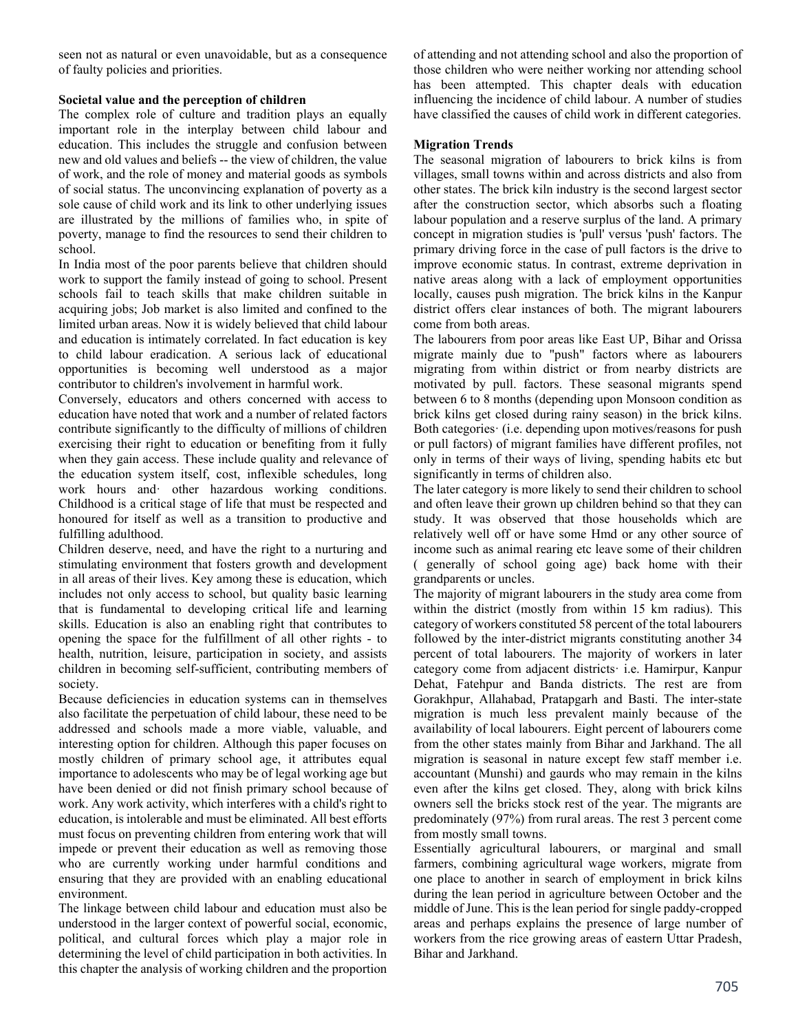seen not as natural or even unavoidable, but as a consequence of faulty policies and priorities.

**Societal value and the perception of children**

The complex role of culture and tradition plays an equally important role in the interplay between child labour and education. This includes the struggle and confusion between new and old values and beliefs -- the view of children, the value of work, and the role of money and material goods as symbols of social status. The unconvincing explanation of poverty as a sole cause of child work and its link to other underlying issues are illustrated by the millions of families who, in spite of poverty, manage to find the resources to send their children to school.

In India most of the poor parents believe that children should work to support the family instead of going to school. Present schools fail to teach skills that make children suitable in acquiring jobs; Job market is also limited and confined to the limited urban areas. Now it is widely believed that child labour and education is intimately correlated. In fact education is key to child labour eradication. A serious lack of educational opportunities is becoming well understood as a major contributor to children's involvement in harmful work.

Conversely, educators and others concerned with access to education have noted that work and a number of related factors contribute significantly to the difficulty of millions of children exercising their right to education or benefiting from it fully when they gain access. These include quality and relevance of the education system itself, cost, inflexible schedules, long work hours and· other hazardous working conditions. Childhood is a critical stage of life that must be respected and honoured for itself as well as a transition to productive and fulfilling adulthood.

Children deserve, need, and have the right to a nurturing and stimulating environment that fosters growth and development in all areas of their lives. Key among these is education, which includes not only access to school, but quality basic learning that is fundamental to developing critical life and learning skills. Education is also an enabling right that contributes to opening the space for the fulfillment of all other rights - to health, nutrition, leisure, participation in society, and assists children in becoming self-sufficient, contributing members of society.

Because deficiencies in education systems can in themselves also facilitate the perpetuation of child labour, these need to be addressed and schools made a more viable, valuable, and interesting option for children. Although this paper focuses on mostly children of primary school age, it attributes equal importance to adolescents who may be of legal working age but have been denied or did not finish primary school because of work. Any work activity, which interferes with a child's right to education, is intolerable and must be eliminated. All best efforts must focus on preventing children from entering work that will impede or prevent their education as well as removing those who are currently working under harmful conditions and ensuring that they are provided with an enabling educational environment.

The linkage between child labour and education must also be understood in the larger context of powerful social, economic, political, and cultural forces which play a major role in determining the level of child participation in both activities. In this chapter the analysis of working children and the proportion of attending and not attending school and also the proportion of those children who were neither working nor attending school has been attempted. This chapter deals with education influencing the incidence of child labour. A number of studies have classified the causes of child work in different categories.

**Migration Trends**

The seasonal migration of labourers to brick kilns is from villages, small towns within and across districts and also from other states. The brick kiln industry is the second largest sector after the construction sector, which absorbs such a floating labour population and a reserve surplus of the land. A primary concept in migration studies is 'pull' versus 'push' factors. The primary driving force in the case of pull factors is the drive to improve economic status. In contrast, extreme deprivation in native areas along with a lack of employment opportunities locally, causes push migration. The brick kilns in the Kanpur district offers clear instances of both. The migrant labourers come from both areas.

The labourers from poor areas like East UP, Bihar and Orissa migrate mainly due to "push" factors where as labourers migrating from within district or from nearby districts are motivated by pull. factors. These seasonal migrants spend between 6 to 8 months (depending upon Monsoon condition as brick kilns get closed during rainy season) in the brick kilns. Both categories· (i.e. depending upon motives/reasons for push or pull factors) of migrant families have different profiles, not only in terms of their ways of living, spending habits etc but significantly in terms of children also.

The later category is more likely to send their children to school and often leave their grown up children behind so that they can study. It was observed that those households which are relatively well off or have some Hmd or any other source of income such as animal rearing etc leave some of their children ( generally of school going age) back home with their grandparents or uncles.

The majority of migrant labourers in the study area come from within the district (mostly from within 15 km radius). This category of workers constituted 58 percent of the total labourers followed by the inter-district migrants constituting another 34 percent of total labourers. The majority of workers in later category come from adjacent districts· i.e. Hamirpur, Kanpur Dehat, Fatehpur and Banda districts. The rest are from Gorakhpur, Allahabad, Pratapgarh and Basti. The inter-state migration is much less prevalent mainly because of the availability of local labourers. Eight percent of labourers come from the other states mainly from Bihar and Jarkhand. The all migration is seasonal in nature except few staff member i.e. accountant (Munshi) and gaurds who may remain in the kilns even after the kilns get closed. They, along with brick kilns owners sell the bricks stock rest of the year. The migrants are predominately (97%) from rural areas. The rest 3 percent come from mostly small towns.

Essentially agricultural labourers, or marginal and small farmers, combining agricultural wage workers, migrate from one place to another in search of employment in brick kilns during the lean period in agriculture between October and the middle of June. This is the lean period for single paddy-cropped areas and perhaps explains the presence of large number of workers from the rice growing areas of eastern Uttar Pradesh, Bihar and Jarkhand.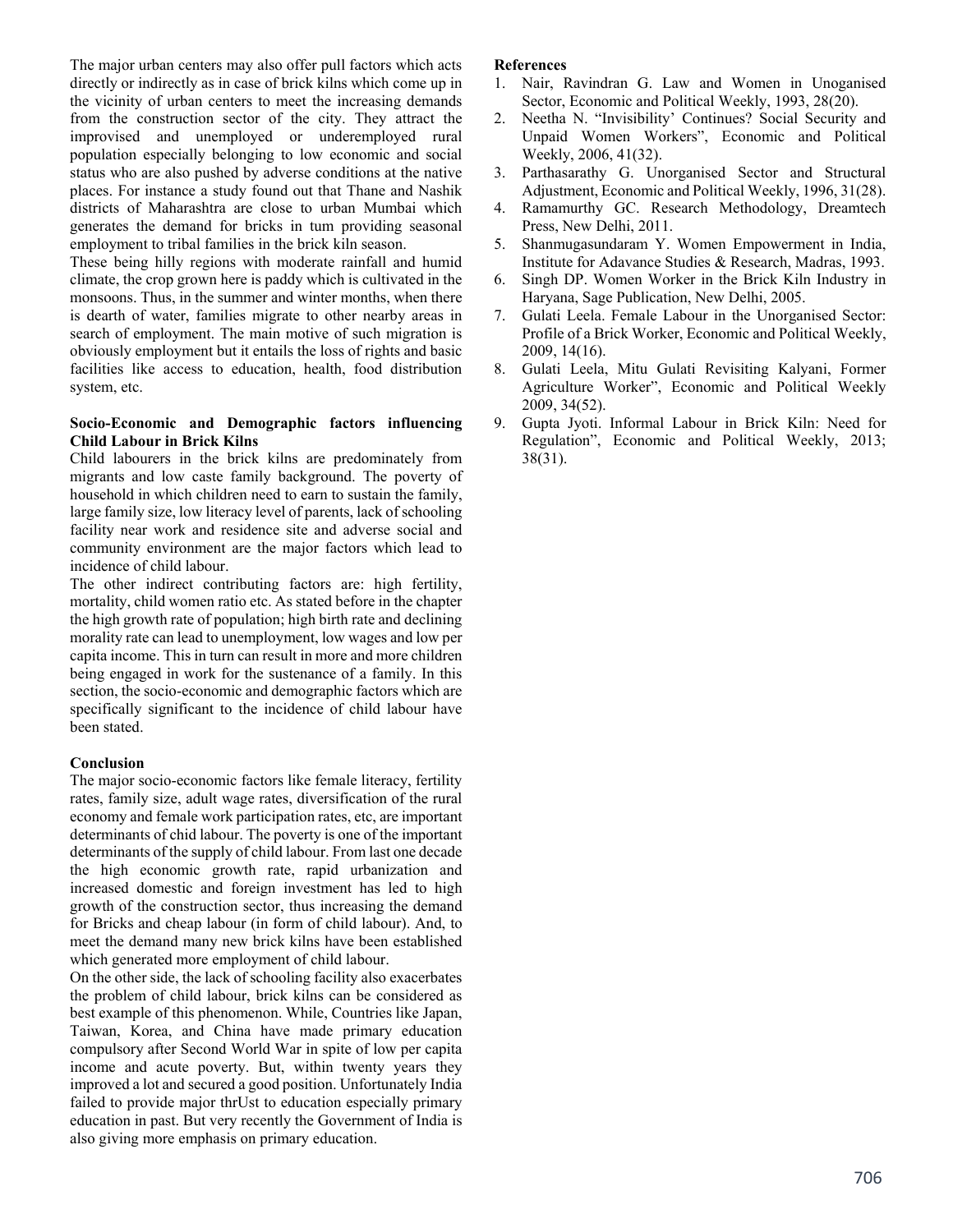The major urban centers may also offer pull factors which acts directly or indirectly as in case of brick kilns which come up in the vicinity of urban centers to meet the increasing demands from the construction sector of the city. They attract the improvised and unemployed or underemployed rural population especially belonging to low economic and social status who are also pushed by adverse conditions at the native places. For instance a study found out that Thane and Nashik districts of Maharashtra are close to urban Mumbai which generates the demand for bricks in tum providing seasonal employment to tribal families in the brick kiln season.

These being hilly regions with moderate rainfall and humid climate, the crop grown here is paddy which is cultivated in the monsoons. Thus, in the summer and winter months, when there is dearth of water, families migrate to other nearby areas in search of employment. The main motive of such migration is obviously employment but it entails the loss of rights and basic facilities like access to education, health, food distribution system, etc.

**Socio-Economic and Demographic factors influencing Child Labour in Brick Kilns**

Child labourers in the brick kilns are predominately from migrants and low caste family background. The poverty of household in which children need to earn to sustain the family, large family size, low literacy level of parents, lack of schooling facility near work and residence site and adverse social and community environment are the major factors which lead to incidence of child labour.

The other indirect contributing factors are: high fertility, mortality, child women ratio etc. As stated before in the chapter the high growth rate of population; high birth rate and declining morality rate can lead to unemployment, low wages and low per capita income. This in turn can result in more and more children being engaged in work for the sustenance of a family. In this section, the socio-economic and demographic factors which are specifically significant to the incidence of child labour have been stated.

**Conclusion**

The major socio-economic factors like female literacy, fertility rates, family size, adult wage rates, diversification of the rural economy and female work participation rates, etc, are important determinants of chid labour. The poverty is one of the important determinants of the supply of child labour. From last one decade the high economic growth rate, rapid urbanization and increased domestic and foreign investment has led to high growth of the construction sector, thus increasing the demand for Bricks and cheap labour (in form of child labour). And, to meet the demand many new brick kilns have been established which generated more employment of child labour.

On the other side, the lack of schooling facility also exacerbates the problem of child labour, brick kilns can be considered as best example of this phenomenon. While, Countries like Japan, Taiwan, Korea, and China have made primary education compulsory after Second World War in spite of low per capita income and acute poverty. But, within twenty years they improved a lot and secured a good position. Unfortunately India failed to provide major thrUst to education especially primary education in past. But very recently the Government of India is also giving more emphasis on primary education.

**References**

1. Nair, Ravindran G. Law and Women in Unoganised Sector, Economic and Political Weekly, 1993, 28(20).
2. Neetha N. "Invisibility' Continues? Social Security and Unpaid Women Workers", Economic and Political Weekly, 2006, 41(32).
3. Parthasarathy G. Unorganised Sector and Structural Adjustment, Economic and Political Weekly, 1996, 31(28).
4. Ramamurthy GC. Research Methodology, Dreamtech Press, New Delhi, 2011.
5. Shanmugasundaram Y. Women Empowerment in India, Institute for Adavance Studies & Research, Madras, 1993.
6. Singh DP. Women Worker in the Brick Kiln Industry in Haryana, Sage Publication, New Delhi, 2005.
7. Gulati Leela. Female Labour in the Unorganised Sector: Profile of a Brick Worker, Economic and Political Weekly, 2009, 14(16).
8. Gulati Leela, Mitu Gulati Revisiting Kalyani, Former Agriculture Worker", Economic and Political Weekly 2009, 34(52).
9. Gupta Jyoti. Informal Labour in Brick Kiln: Need for Regulation", Economic and Political Weekly, 2013; 38(31).